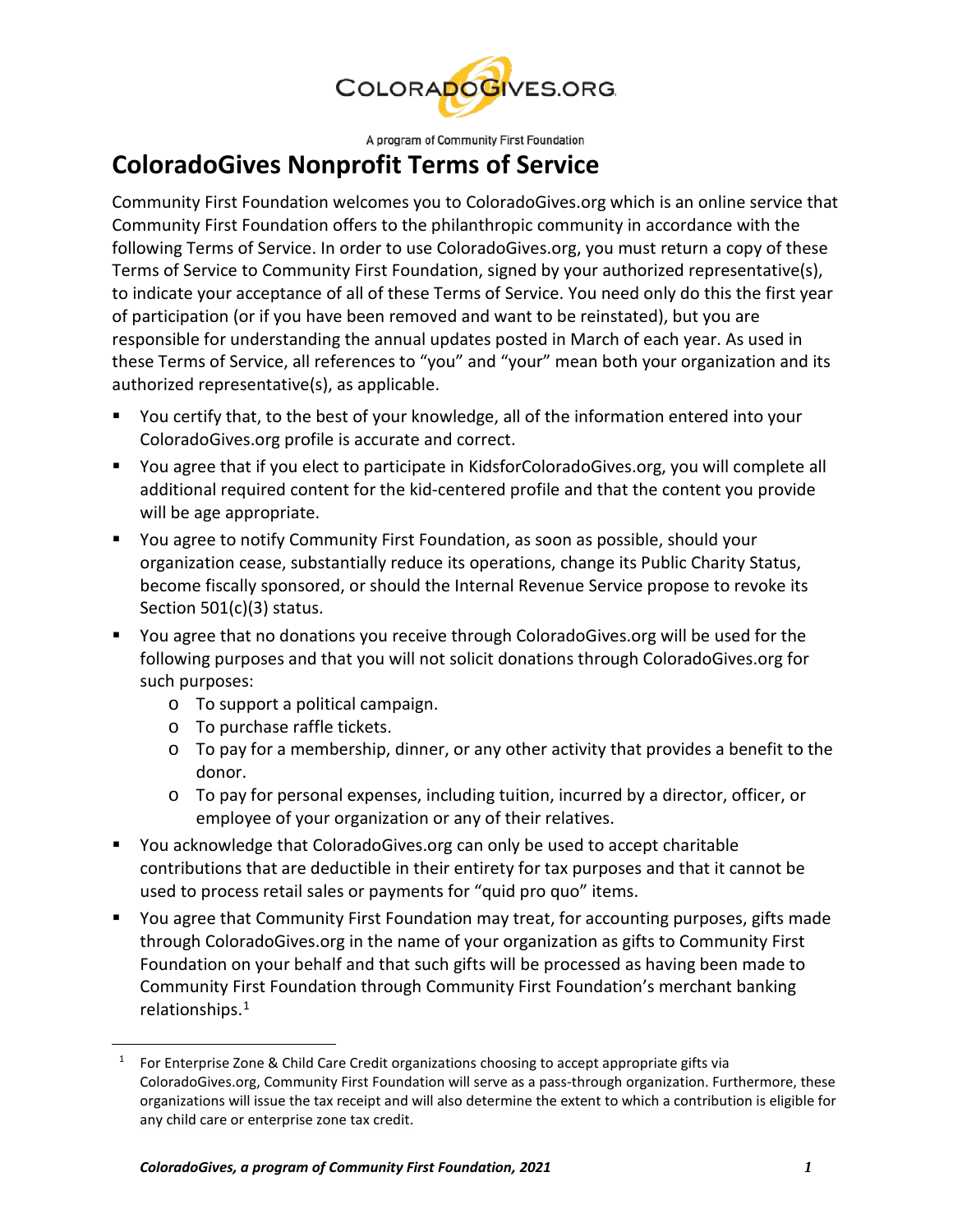COLORADOGIVES.ORG

A program of Community First Foundation

# ColoradoGives Nonprofit Terms of Service

Community First Foundation welcomes you to ColoradoGives.org which is an online service that Community First Foundation offers to the philanthropic community in accordance with the following Terms of Service. In order to use ColoradoGives.org, you must return a copy of these Terms of Service to Community First Foundation, signed by your authorized representative(s), to indicate your acceptance of all of these Terms of Service. You need only do this the first year of participation (or if you have been removed and want to be reinstated), but you are responsible for understanding the annual updates posted in March of each year. As used in these Terms of Service, all references to "you" and "your" mean both your organization and its authorized representative(s), as applicable.

- You certify that, to the best of your knowledge, all of the information entered into your ColoradoGives.org profile is accurate and correct.
- You agree that if you elect to participate in KidsforColoradoGives.org, you will complete all additional required content for the kid-centered profile and that the content you provide will be age appropriate.
- You agree to notify Community First Foundation, as soon as possible, should your organization cease, substantially reduce its operations, change its Public Charity Status, become fiscally sponsored, or should the Internal Revenue Service propose to revoke its Section 501(c)(3) status.
- You agree that no donations you receive through ColoradoGives.org will be used for the following purposes and that you will not solicit donations through ColoradoGives.org for such purposes:
  - To support a political campaign.
  - To purchase raffle tickets.
  - To pay for a membership, dinner, or any other activity that provides a benefit to the donor.
  - To pay for personal expenses, including tuition, incurred by a director, officer, or employee of your organization or any of their relatives.
- You acknowledge that ColoradoGives.org can only be used to accept charitable contributions that are deductible in their entirety for tax purposes and that it cannot be used to process retail sales or payments for "quid pro quo" items.
- You agree that Community First Foundation may treat, for accounting purposes, gifts made through ColoradoGives.org in the name of your organization as gifts to Community First Foundation on your behalf and that such gifts will be processed as having been made to Community First Foundation through Community First Foundation's merchant banking relationships.[1]

[1] For Enterprise Zone & Child Care Credit organizations choosing to accept appropriate gifts via ColoradoGives.org, Community First Foundation will serve as a pass-through organization. Furthermore, these organizations will issue the tax receipt and will also determine the extent to which a contribution is eligible for any child care or enterprise zone tax credit.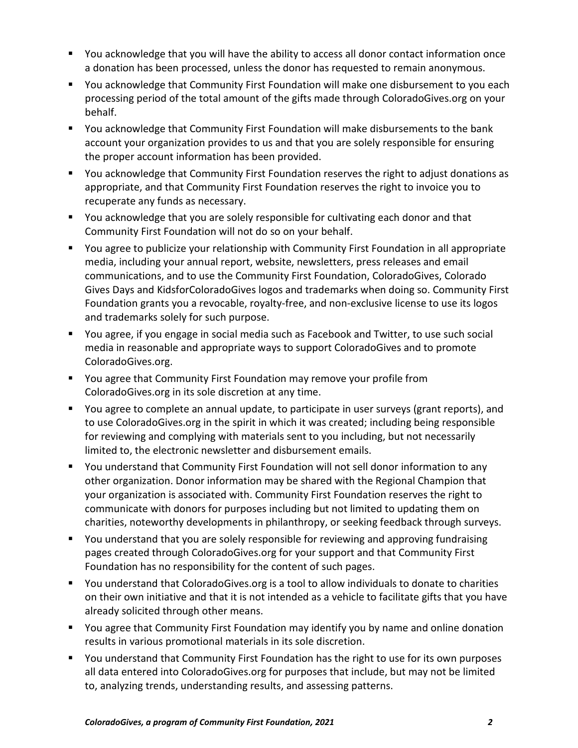- You acknowledge that you will have the ability to access all donor contact information once a donation has been processed, unless the donor has requested to remain anonymous.
- You acknowledge that Community First Foundation will make one disbursement to you each processing period of the total amount of the gifts made through ColoradoGives.org on your behalf.
- You acknowledge that Community First Foundation will make disbursements to the bank account your organization provides to us and that you are solely responsible for ensuring the proper account information has been provided.
- You acknowledge that Community First Foundation reserves the right to adjust donations as appropriate, and that Community First Foundation reserves the right to invoice you to recuperate any funds as necessary.
- You acknowledge that you are solely responsible for cultivating each donor and that Community First Foundation will not do so on your behalf.
- You agree to publicize your relationship with Community First Foundation in all appropriate media, including your annual report, website, newsletters, press releases and email communications, and to use the Community First Foundation, ColoradoGives, Colorado Gives Days and KidsforColoradoGives logos and trademarks when doing so. Community First Foundation grants you a revocable, royalty-free, and non-exclusive license to use its logos and trademarks solely for such purpose.
- You agree, if you engage in social media such as Facebook and Twitter, to use such social media in reasonable and appropriate ways to support ColoradoGives and to promote ColoradoGives.org.
- You agree that Community First Foundation may remove your profile from ColoradoGives.org in its sole discretion at any time.
- You agree to complete an annual update, to participate in user surveys (grant reports), and to use ColoradoGives.org in the spirit in which it was created; including being responsible for reviewing and complying with materials sent to you including, but not necessarily limited to, the electronic newsletter and disbursement emails.
- You understand that Community First Foundation will not sell donor information to any other organization. Donor information may be shared with the Regional Champion that your organization is associated with. Community First Foundation reserves the right to communicate with donors for purposes including but not limited to updating them on charities, noteworthy developments in philanthropy, or seeking feedback through surveys.
- You understand that you are solely responsible for reviewing and approving fundraising pages created through ColoradoGives.org for your support and that Community First Foundation has no responsibility for the content of such pages.
- You understand that ColoradoGives.org is a tool to allow individuals to donate to charities on their own initiative and that it is not intended as a vehicle to facilitate gifts that you have already solicited through other means.
- You agree that Community First Foundation may identify you by name and online donation results in various promotional materials in its sole discretion.
- You understand that Community First Foundation has the right to use for its own purposes all data entered into ColoradoGives.org for purposes that include, but may not be limited to, analyzing trends, understanding results, and assessing patterns.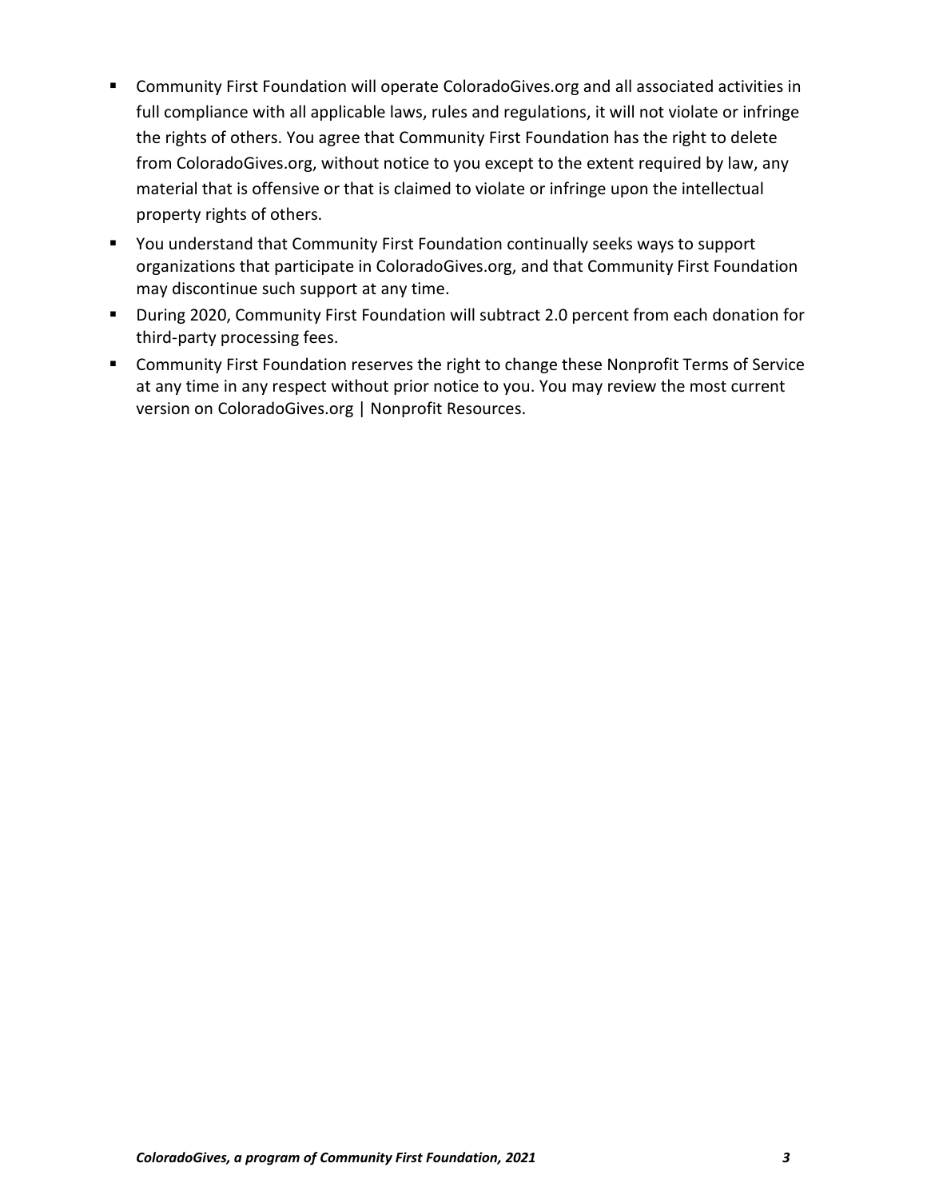- Community First Foundation will operate ColoradoGives.org and all associated activities in full compliance with all applicable laws, rules and regulations, it will not violate or infringe the rights of others. You agree that Community First Foundation has the right to delete from ColoradoGives.org, without notice to you except to the extent required by law, any material that is offensive or that is claimed to violate or infringe upon the intellectual property rights of others.
- You understand that Community First Foundation continually seeks ways to support organizations that participate in ColoradoGives.org, and that Community First Foundation may discontinue such support at any time.
- During 2020, Community First Foundation will subtract 2.0 percent from each donation for third-party processing fees.
- Community First Foundation reserves the right to change these Nonprofit Terms of Service at any time in any respect without prior notice to you. You may review the most current version on ColoradoGives.org | Nonprofit Resources.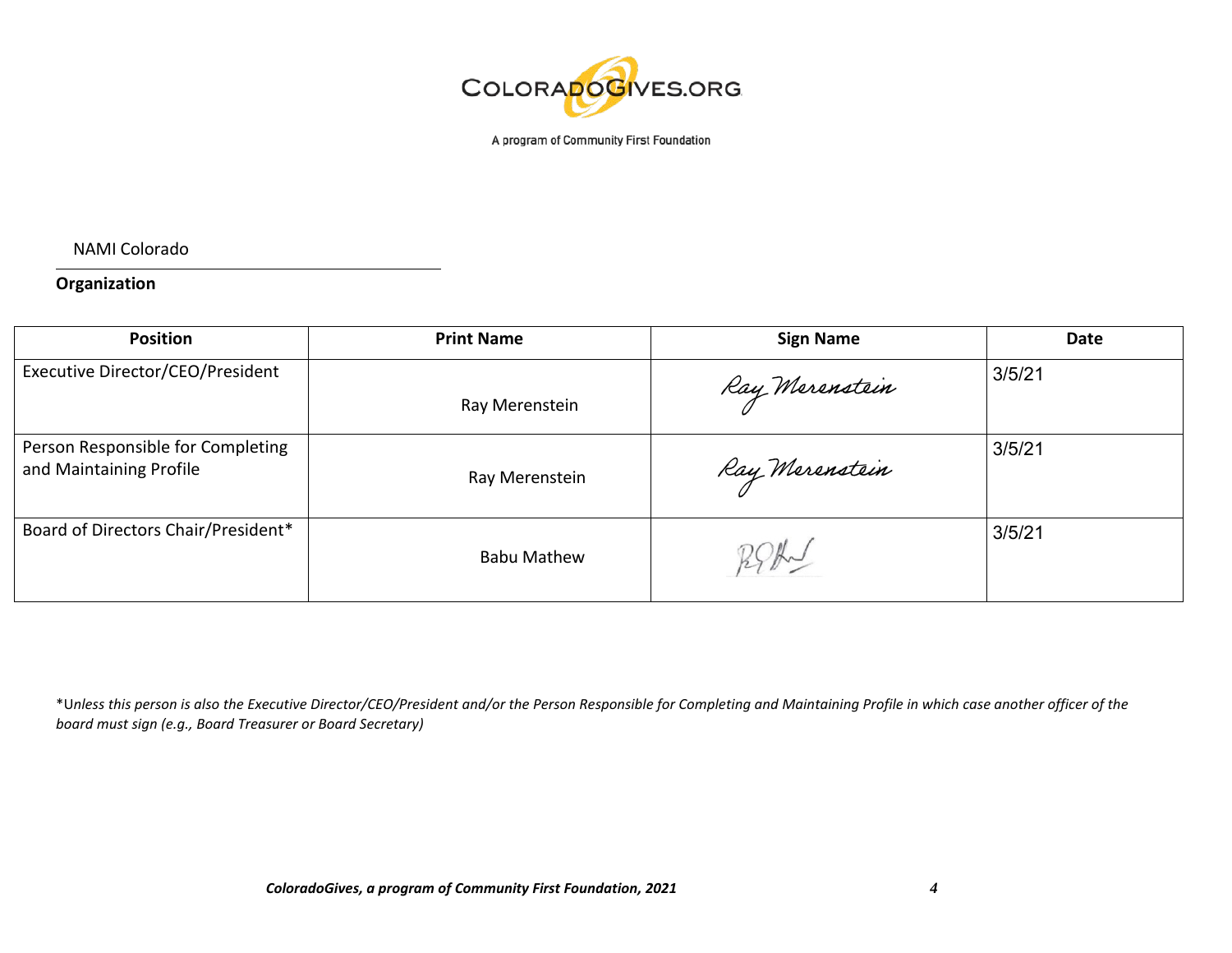COLORADOGIVES.ORG

A program of Community First Foundation

NAMI Colorado

**Organization**

| Position | Print Name | Sign Name | Date |
| --- | --- | --- | --- |
| Executive Director/CEO/President | Ray Merenstein | Ray Merenstein | 3/5/21 |
| Person Responsible for Completing and Maintaining Profile | Ray Merenstein | Ray Merenstein | 3/5/21 |
| Board of Directors Chair/President* | Babu Mathew | [signature] | 3/5/21 |

*Unless this person is also the Executive Director/CEO/President and/or the Person Responsible for Completing and Maintaining Profile in which case another officer of the board must sign (e.g., Board Treasurer or Board Secretary)*

***ColoradoGives, a program of Community First Foundation, 2021***